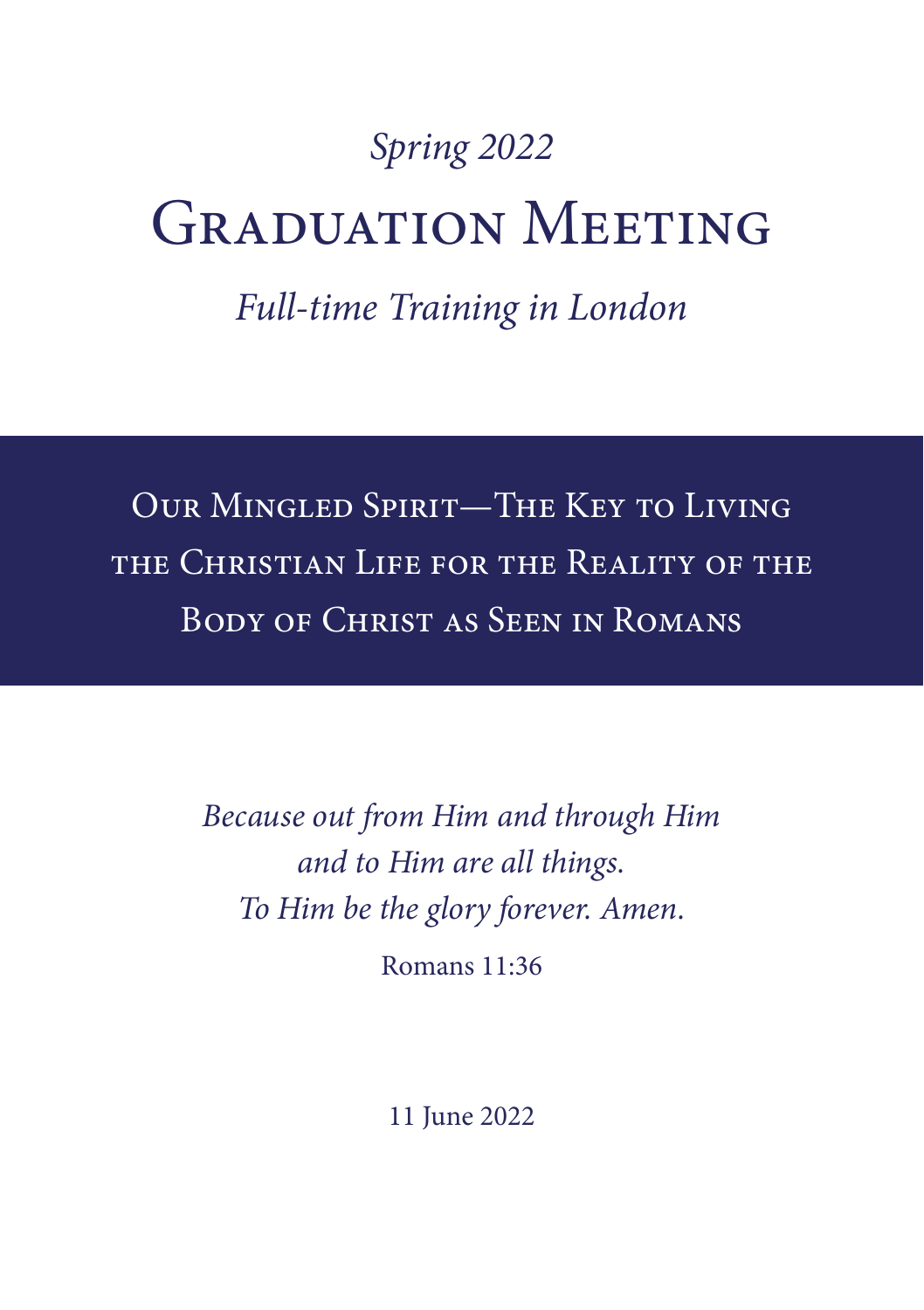*Spring 2022*

# Graduation Meeting

*Full-time Training in London*

## Our Mingled Spirit—The Key to Living the Christian Life for the Reality of the Body of Christ as Seen in Romans

*Because out from Him and through Him*
*and to Him are all things.*
*To Him be the glory forever. Amen.*

Romans 11:36

11 June 2022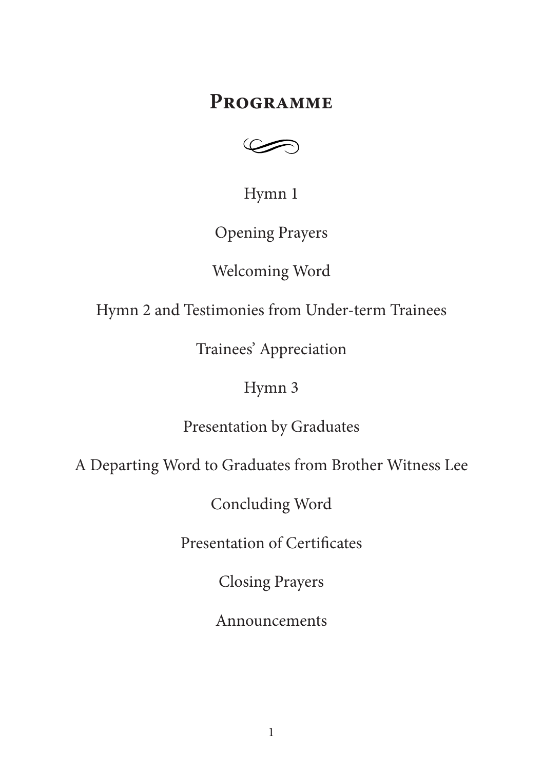# Programme

Hymn 1

Opening Prayers

Welcoming Word

Hymn 2 and Testimonies from Under-term Trainees

Trainees' Appreciation

Hymn 3

Presentation by Graduates

A Departing Word to Graduates from Brother Witness Lee

Concluding Word

Presentation of Certificates

Closing Prayers

Announcements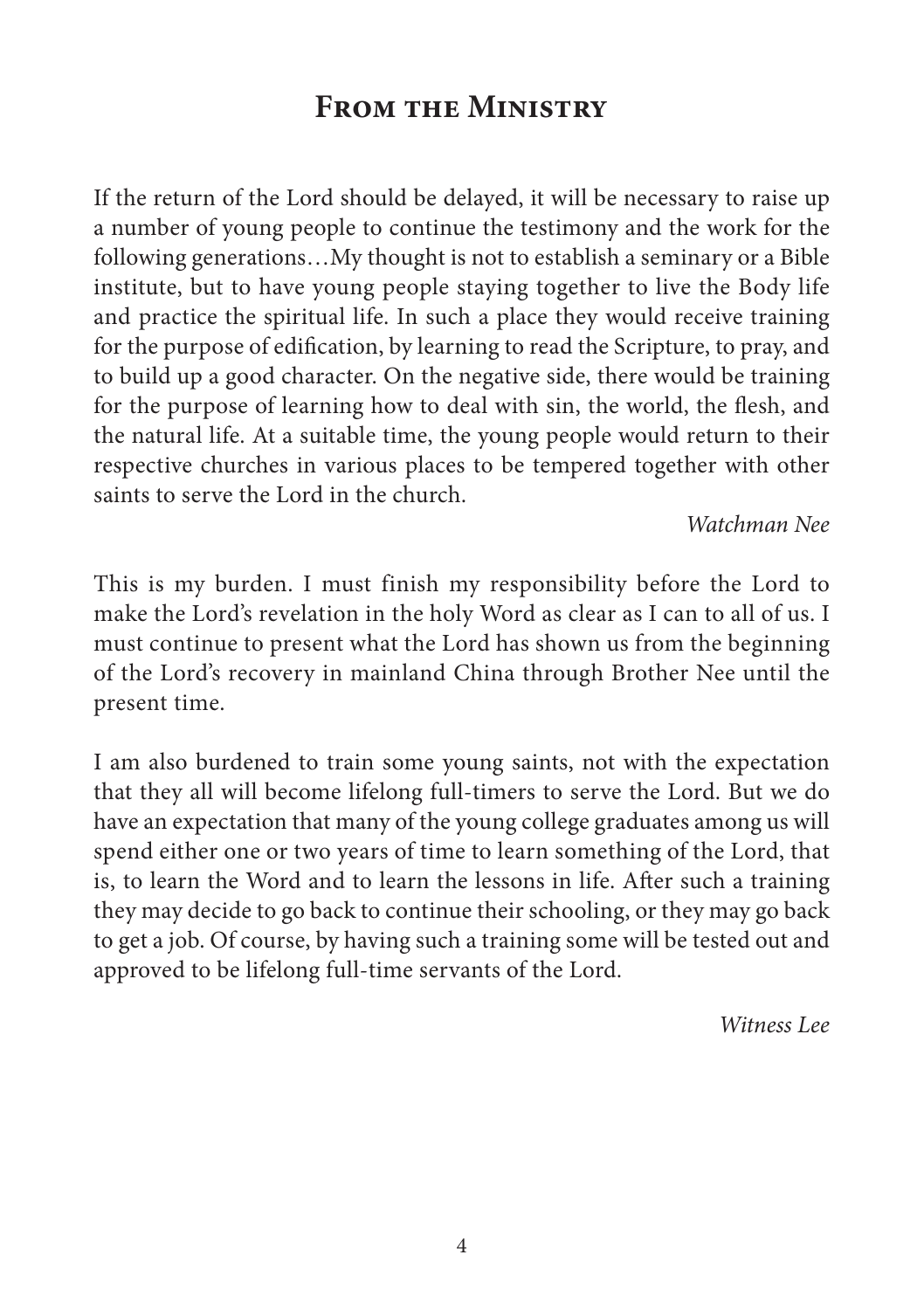# From the Ministry

If the return of the Lord should be delayed, it will be necessary to raise up a number of young people to continue the testimony and the work for the following generations…My thought is not to establish a seminary or a Bible institute, but to have young people staying together to live the Body life and practice the spiritual life. In such a place they would receive training for the purpose of edification, by learning to read the Scripture, to pray, and to build up a good character. On the negative side, there would be training for the purpose of learning how to deal with sin, the world, the flesh, and the natural life. At a suitable time, the young people would return to their respective churches in various places to be tempered together with other saints to serve the Lord in the church.

*Watchman Nee*

This is my burden. I must finish my responsibility before the Lord to make the Lord's revelation in the holy Word as clear as I can to all of us. I must continue to present what the Lord has shown us from the beginning of the Lord's recovery in mainland China through Brother Nee until the present time.

I am also burdened to train some young saints, not with the expectation that they all will become lifelong full-timers to serve the Lord. But we do have an expectation that many of the young college graduates among us will spend either one or two years of time to learn something of the Lord, that is, to learn the Word and to learn the lessons in life. After such a training they may decide to go back to continue their schooling, or they may go back to get a job. Of course, by having such a training some will be tested out and approved to be lifelong full-time servants of the Lord.

*Witness Lee*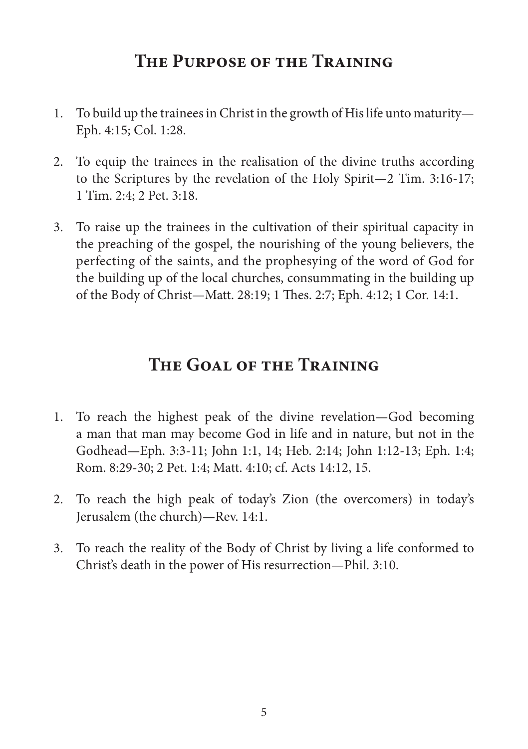## The Purpose of the Training

1. To build up the trainees in Christ in the growth of His life unto maturity—Eph. 4:15; Col. 1:28.

2. To equip the trainees in the realisation of the divine truths according to the Scriptures by the revelation of the Holy Spirit—2 Tim. 3:16-17; 1 Tim. 2:4; 2 Pet. 3:18.

3. To raise up the trainees in the cultivation of their spiritual capacity in the preaching of the gospel, the nourishing of the young believers, the perfecting of the saints, and the prophesying of the word of God for the building up of the local churches, consummating in the building up of the Body of Christ—Matt. 28:19; 1 Thes. 2:7; Eph. 4:12; 1 Cor. 14:1.

## The Goal of the Training

1. To reach the highest peak of the divine revelation—God becoming a man that man may become God in life and in nature, but not in the Godhead—Eph. 3:3-11; John 1:1, 14; Heb. 2:14; John 1:12-13; Eph. 1:4; Rom. 8:29-30; 2 Pet. 1:4; Matt. 4:10; cf. Acts 14:12, 15.

2. To reach the high peak of today's Zion (the overcomers) in today's Jerusalem (the church)—Rev. 14:1.

3. To reach the reality of the Body of Christ by living a life conformed to Christ's death in the power of His resurrection—Phil. 3:10.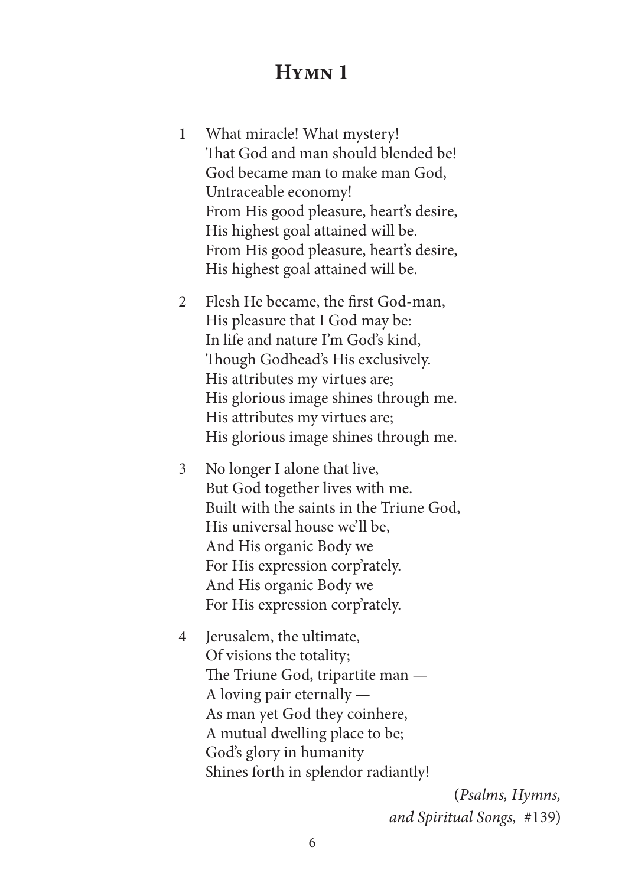# Hymn 1

1 What miracle! What mystery!
That God and man should blended be!
God became man to make man God,
Untraceable economy!
From His good pleasure, heart's desire,
His highest goal attained will be.
From His good pleasure, heart's desire,
His highest goal attained will be.

2 Flesh He became, the first God-man,
His pleasure that I God may be:
In life and nature I'm God's kind,
Though Godhead's His exclusively.
His attributes my virtues are;
His glorious image shines through me.
His attributes my virtues are;
His glorious image shines through me.

3 No longer I alone that live,
But God together lives with me.
Built with the saints in the Triune God,
His universal house we'll be,
And His organic Body we
For His expression corp'rately.
And His organic Body we
For His expression corp'rately.

4 Jerusalem, the ultimate,
Of visions the totality;
The Triune God, tripartite man —
A loving pair eternally —
As man yet God they coinhere,
A mutual dwelling place to be;
God's glory in humanity
Shines forth in splendor radiantly!

(*Psalms, Hymns, and Spiritual Songs,* #139)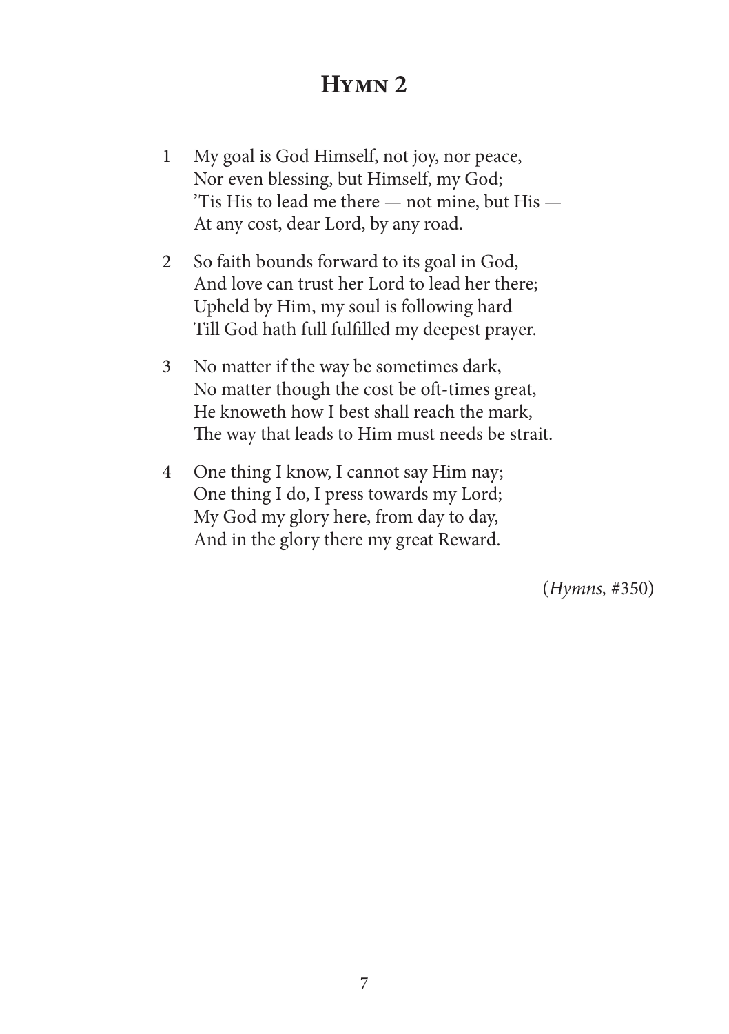# Hymn 2

1 My goal is God Himself, not joy, nor peace,
Nor even blessing, but Himself, my God;
'Tis His to lead me there — not mine, but His —
At any cost, dear Lord, by any road.

2 So faith bounds forward to its goal in God,
And love can trust her Lord to lead her there;
Upheld by Him, my soul is following hard
Till God hath full fulfilled my deepest prayer.

3 No matter if the way be sometimes dark,
No matter though the cost be oft-times great,
He knoweth how I best shall reach the mark,
The way that leads to Him must needs be strait.

4 One thing I know, I cannot say Him nay;
One thing I do, I press towards my Lord;
My God my glory here, from day to day,
And in the glory there my great Reward.

(*Hymns,* #350)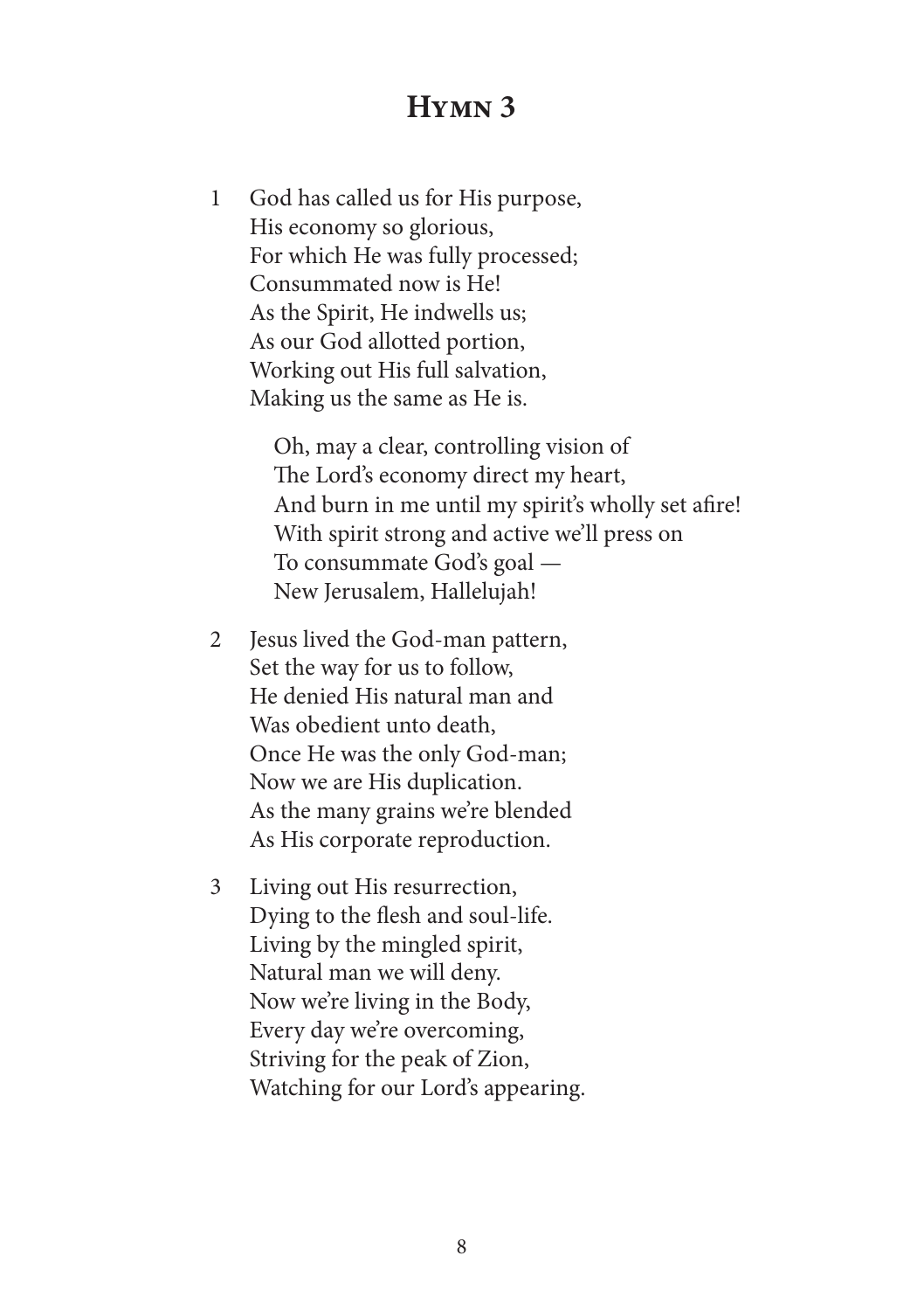# Hymn 3

1 God has called us for His purpose,
His economy so glorious,
For which He was fully processed;
Consummated now is He!
As the Spirit, He indwells us;
As our God allotted portion,
Working out His full salvation,
Making us the same as He is.

> Oh, may a clear, controlling vision of
> The Lord's economy direct my heart,
> And burn in me until my spirit's wholly set afire!
> With spirit strong and active we'll press on
> To consummate God's goal —
> New Jerusalem, Hallelujah!

2 Jesus lived the God-man pattern,
Set the way for us to follow,
He denied His natural man and
Was obedient unto death,
Once He was the only God-man;
Now we are His duplication.
As the many grains we're blended
As His corporate reproduction.

3 Living out His resurrection,
Dying to the flesh and soul-life.
Living by the mingled spirit,
Natural man we will deny.
Now we're living in the Body,
Every day we're overcoming,
Striving for the peak of Zion,
Watching for our Lord's appearing.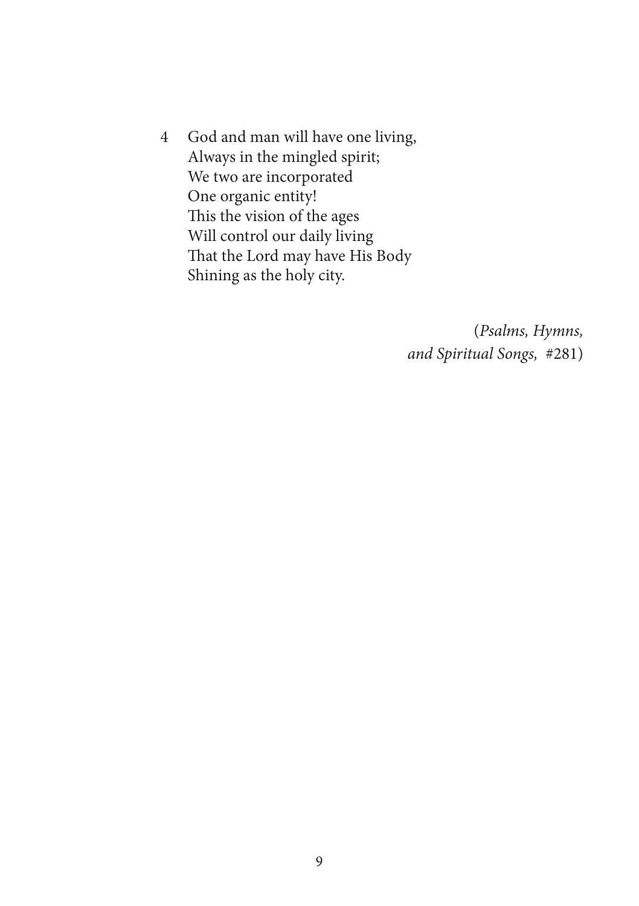4 God and man will have one living,
Always in the mingled spirit;
We two are incorporated
One organic entity!
This the vision of the ages
Will control our daily living
That the Lord may have His Body
Shining as the holy city.

(*Psalms, Hymns, and Spiritual Songs,* #281)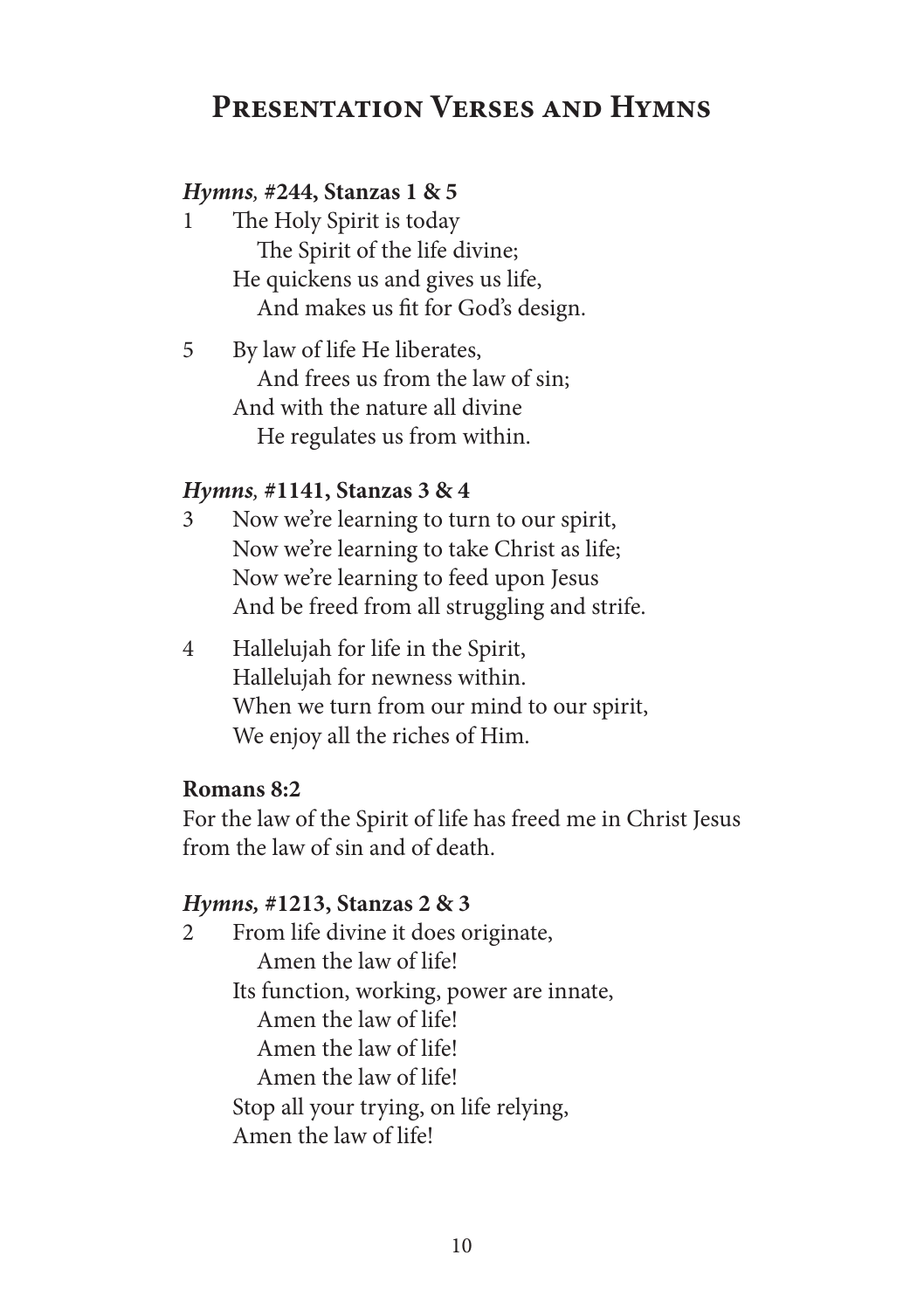# Presentation Verses and Hymns

***Hymns,* #244, Stanzas 1 & 5**

1 The Holy Spirit is today
  The Spirit of the life divine;
He quickens us and gives us life,
  And makes us fit for God's design.

5 By law of life He liberates,
  And frees us from the law of sin;
And with the nature all divine
  He regulates us from within.

***Hymns,* #1141, Stanzas 3 & 4**

3 Now we're learning to turn to our spirit,
Now we're learning to take Christ as life;
Now we're learning to feed upon Jesus
And be freed from all struggling and strife.

4 Hallelujah for life in the Spirit,
Hallelujah for newness within.
When we turn from our mind to our spirit,
We enjoy all the riches of Him.

**Romans 8:2**

For the law of the Spirit of life has freed me in Christ Jesus from the law of sin and of death.

***Hymns,* #1213, Stanzas 2 & 3**

2 From life divine it does originate,
  Amen the law of life!
Its function, working, power are innate,
  Amen the law of life!
  Amen the law of life!
  Amen the law of life!
Stop all your trying, on life relying,
Amen the law of life!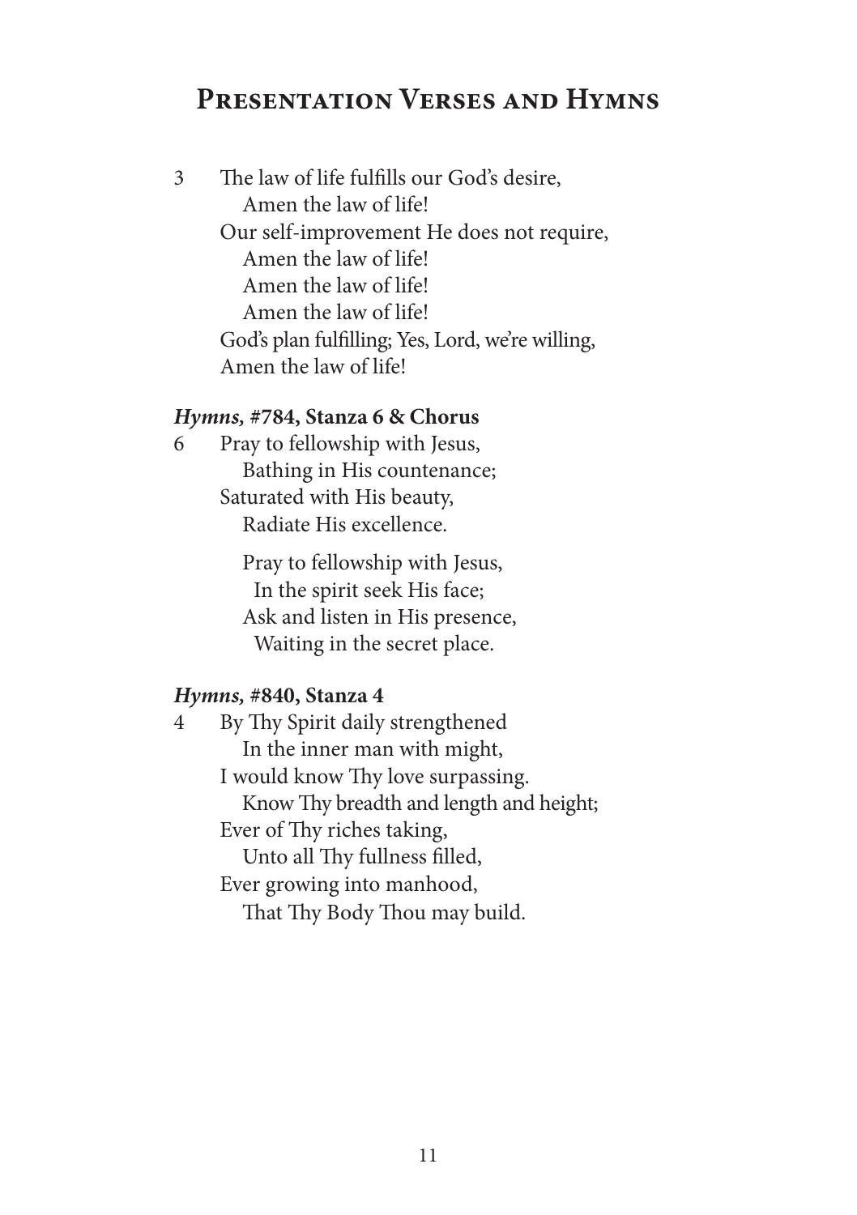# Presentation Verses and Hymns

3 The law of life fulfills our God's desire,
  Amen the law of life!
 Our self-improvement He does not require,
  Amen the law of life!
  Amen the law of life!
  Amen the law of life!
 God's plan fulfilling; Yes, Lord, we're willing,
 Amen the law of life!

### *Hymns,* #784, Stanza 6 & Chorus

6 Pray to fellowship with Jesus,
  Bathing in His countenance;
 Saturated with His beauty,
  Radiate His excellence.

  Pray to fellowship with Jesus,
   In the spirit seek His face;
  Ask and listen in His presence,
   Waiting in the secret place.

### *Hymns,* #840, Stanza 4

4 By Thy Spirit daily strengthened
  In the inner man with might,
 I would know Thy love surpassing.
  Know Thy breadth and length and height;
 Ever of Thy riches taking,
  Unto all Thy fullness filled,
 Ever growing into manhood,
  That Thy Body Thou may build.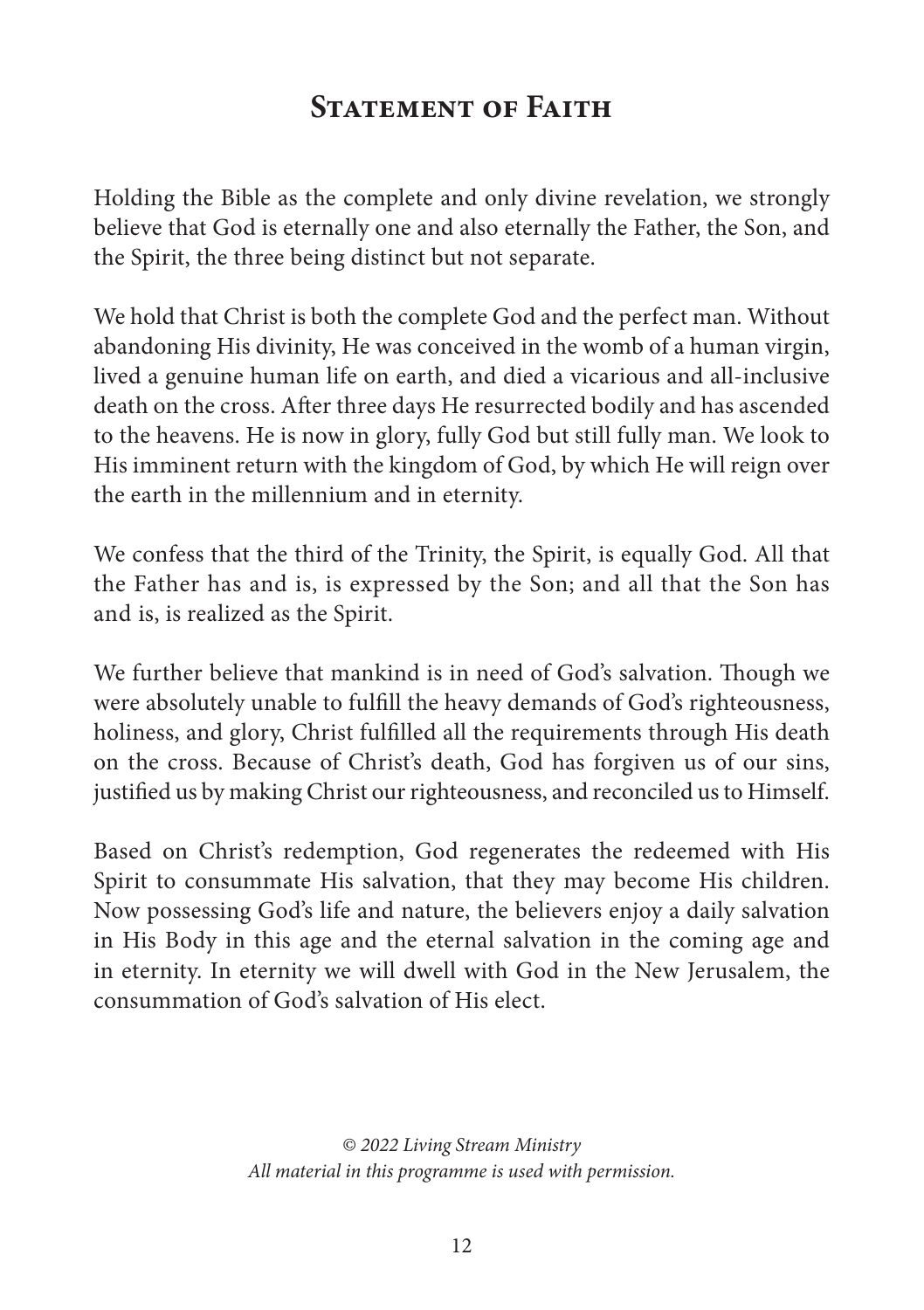# Statement of Faith

Holding the Bible as the complete and only divine revelation, we strongly believe that God is eternally one and also eternally the Father, the Son, and the Spirit, the three being distinct but not separate.

We hold that Christ is both the complete God and the perfect man. Without abandoning His divinity, He was conceived in the womb of a human virgin, lived a genuine human life on earth, and died a vicarious and all-inclusive death on the cross. After three days He resurrected bodily and has ascended to the heavens. He is now in glory, fully God but still fully man. We look to His imminent return with the kingdom of God, by which He will reign over the earth in the millennium and in eternity.

We confess that the third of the Trinity, the Spirit, is equally God. All that the Father has and is, is expressed by the Son; and all that the Son has and is, is realized as the Spirit.

We further believe that mankind is in need of God's salvation. Though we were absolutely unable to fulfill the heavy demands of God's righteousness, holiness, and glory, Christ fulfilled all the requirements through His death on the cross. Because of Christ's death, God has forgiven us of our sins, justified us by making Christ our righteousness, and reconciled us to Himself.

Based on Christ's redemption, God regenerates the redeemed with His Spirit to consummate His salvation, that they may become His children. Now possessing God's life and nature, the believers enjoy a daily salvation in His Body in this age and the eternal salvation in the coming age and in eternity. In eternity we will dwell with God in the New Jerusalem, the consummation of God's salvation of His elect.

*© 2022 Living Stream Ministry*
*All material in this programme is used with permission.*